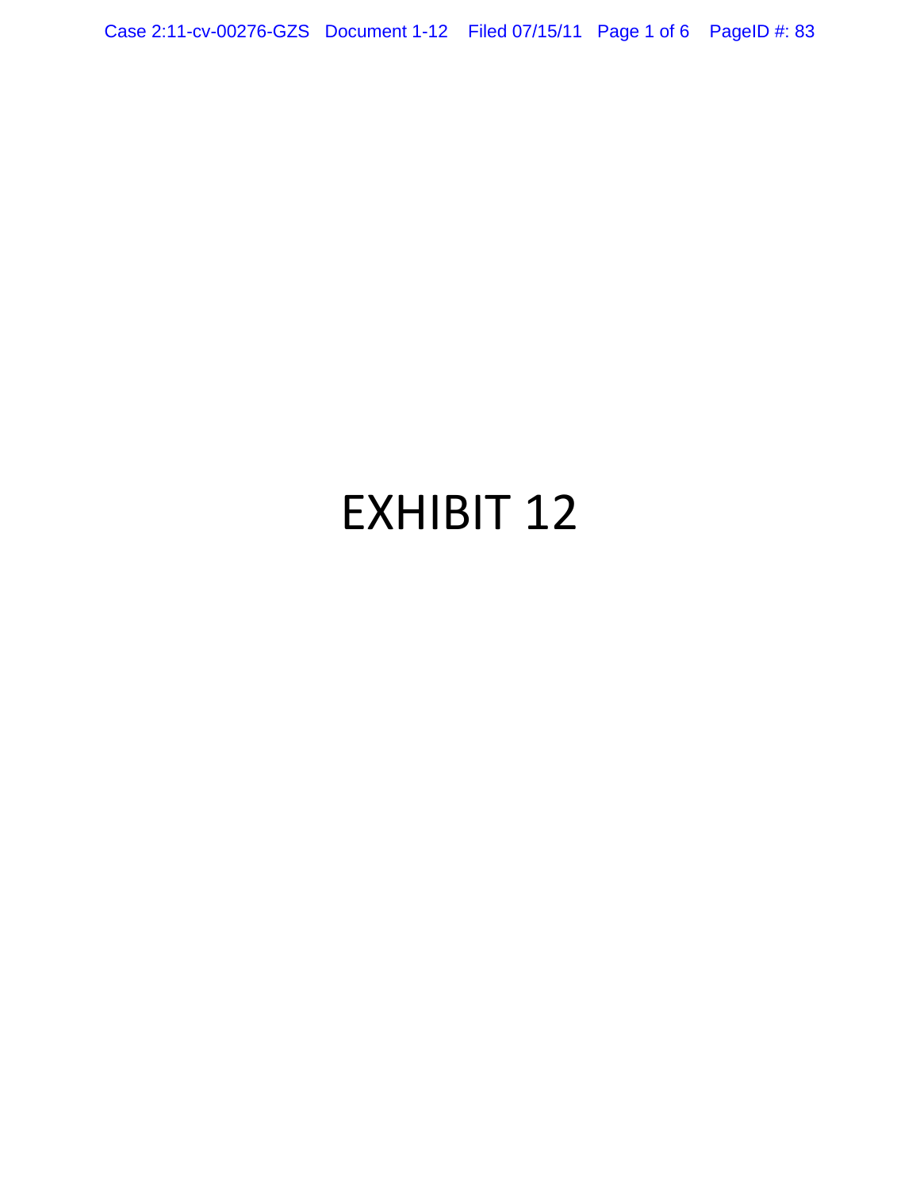# EXHIBIT 12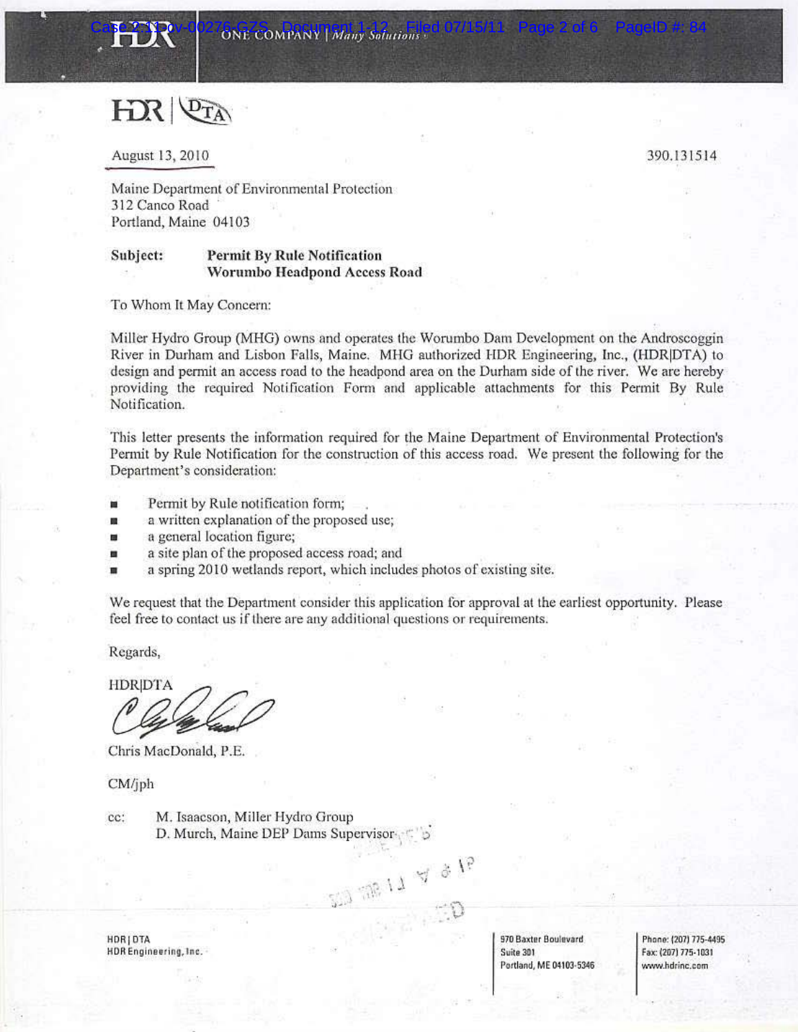HDR | DTA

August 13, 2010 390.131514

Maine Department of Environmental Protection
312 Canco Road
Portland, Maine 04103

**Subject: Permit By Rule Notification**
**Worumbo Headpond Access Road**

To Whom It May Concern:

Miller Hydro Group (MHG) owns and operates the Worumbo Dam Development on the Androscoggin River in Durham and Lisbon Falls, Maine. MHG authorized HDR Engineering, Inc., (HDR|DTA) to design and permit an access road to the headpond area on the Durham side of the river. We are hereby providing the required Notification Form and applicable attachments for this Permit By Rule Notification.

This letter presents the information required for the Maine Department of Environmental Protection's Permit by Rule Notification for the construction of this access road. We present the following for the Department's consideration:

- Permit by Rule notification form;
- a written explanation of the proposed use;
- a general location figure;
- a site plan of the proposed access road; and
- a spring 2010 wetlands report, which includes photos of existing site.

We request that the Department consider this application for approval at the earliest opportunity. Please feel free to contact us if there are any additional questions or requirements.

Regards,

HDR|DTA

Chris MacDonald, P.E.

CM/jph

cc: M. Isaacson, Miller Hydro Group
D. Murch, Maine DEP Dams Supervisor

HDR | DTA
HDR Engineering, Inc.

970 Baxter Boulevard
Suite 301
Portland, ME 04103-5346

Phone: (207) 775-4495
Fax: (207) 775-1031
www.hdrinc.com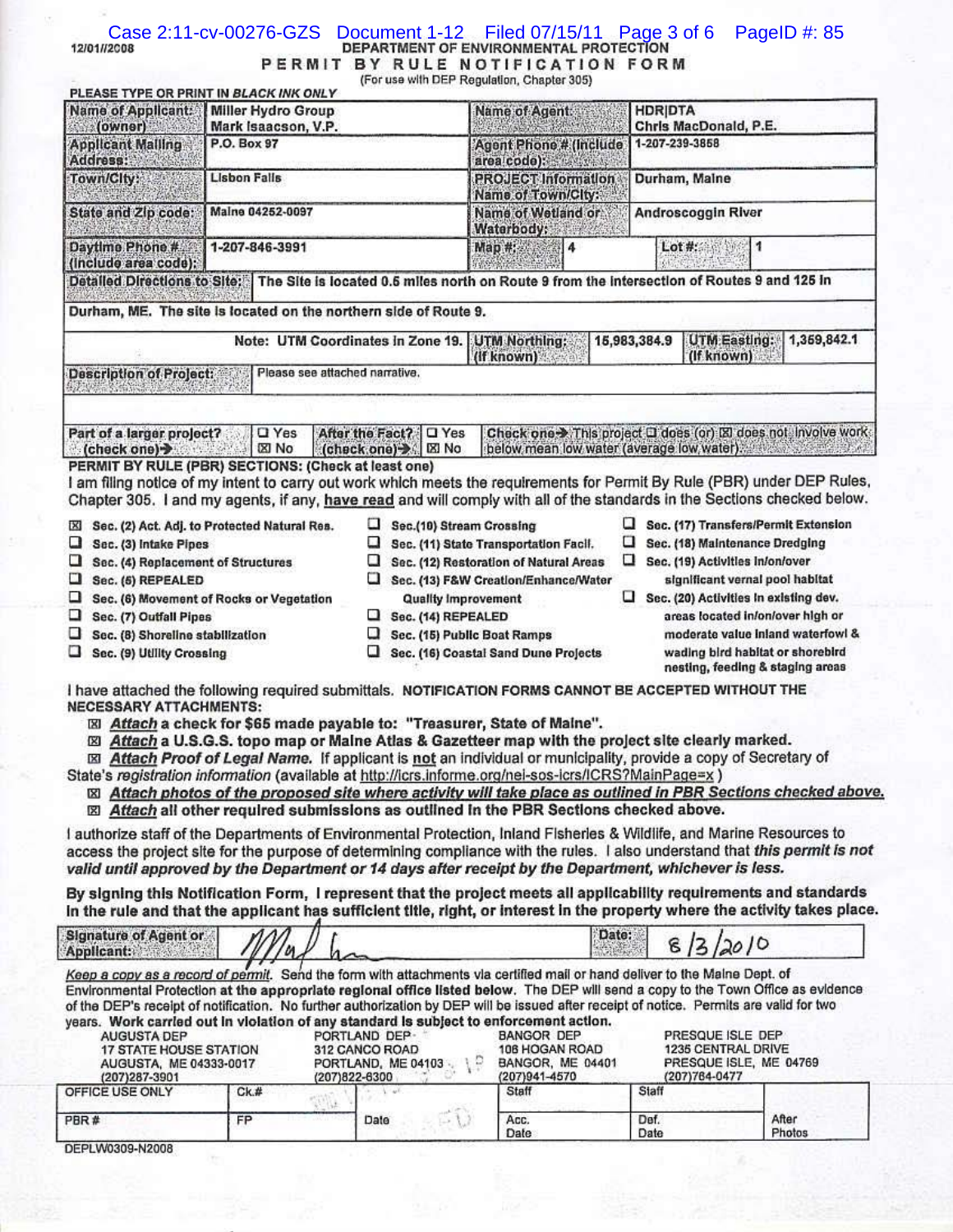12/01//2008

**DEPARTMENT OF ENVIRONMENTAL PROTECTION**

# PERMIT BY RULE NOTIFICATION FORM

(For use with DEP Regulation, Chapter 305)

PLEASE TYPE OR PRINT IN *BLACK INK ONLY*

| | | | | | |
|---|---|---|---|---|---|
| Name of Applicant: (owner) | Miller Hydro Group Mark Isaacson, V.P. | Name of Agent: | HDR\|DTA Chris MacDonald, P.E. | | |
| Applicant Mailing Address: | P.O. Box 97 | Agent Phone # (include area code): | 1-207-239-3858 | | |
| Town/City: | Lisbon Falls | PROJECT Information Name of Town/City: | Durham, Maine | | |
| State and Zip code: | Maine 04252-0097 | Name of Wetland or Waterbody: | Androscoggin River | | |
| Daytime Phone # (include area code): | 1-207-846-3991 | Map #: | 4 | Lot #: | 1 |

**Detailed Directions to Site:** The Site is located 0.6 miles north on Route 9 from the intersection of Routes 9 and 125 in Durham, ME. The site is located on the northern side of Route 9.

Note: UTM Coordinates in Zone 19. **UTM Northing: (if known)** 15,983,384.9 **UTM Easting: (if known)** 1,369,842.1

**Description of Project:** Please see attached narrative.

**Part of a larger project? (check one)** ☐ Yes ☒ No  **After the Fact? (check one)** ☐ Yes ☒ No  **Check one→ This project** ☐ does (or) ☒ does not **involve work below mean low water (average low water).**

**PERMIT BY RULE (PBR) SECTIONS: (Check at least one)**

I am filing notice of my intent to carry out work which meets the requirements for Permit By Rule (PBR) under DEP Rules, Chapter 305. I and my agents, if any, <u>have read</u> and will comply with all of the standards in the Sections checked below.

- ☒ Sec. (2) Act. Adj. to Protected Natural Res.
- ☐ Sec. (3) Intake Pipes
- ☐ Sec. (4) Replacement of Structures
- ☐ Sec. (5) REPEALED
- ☐ Sec. (6) Movement of Rocks or Vegetation
- ☐ Sec. (7) Outfall Pipes
- ☐ Sec. (8) Shoreline stabilization
- ☐ Sec. (9) Utility Crossing
- ☐ Sec.(10) Stream Crossing
- ☐ Sec. (11) State Transportation Facil.
- ☐ Sec. (12) Restoration of Natural Areas
- ☐ Sec. (13) F&W Creation/Enhance/Water Quality Improvement
- ☐ Sec. (14) REPEALED
- ☐ Sec. (15) Public Boat Ramps
- ☐ Sec. (16) Coastal Sand Dune Projects
- ☐ Sec. (17) Transfers/Permit Extension
- ☐ Sec. (18) Maintenance Dredging
- ☐ Sec. (19) Activities in/on/over significant vernal pool habitat
- ☐ Sec. (20) Activities in existing dev. areas located in/on/over high or moderate value inland waterfowl & wading bird habitat or shorebird nesting, feeding & staging areas

I have attached the following required submittals. **NOTIFICATION FORMS CANNOT BE ACCEPTED WITHOUT THE NECESSARY ATTACHMENTS:**

- ☒ ***<u>Attach</u>* a check for $65 made payable to: "Treasurer, State of Maine".**
- ☒ ***<u>Attach</u>* a U.S.G.S. topo map or Maine Atlas & Gazetteer map with the project site clearly marked.**
- ☒ ***<u>Attach</u>* Proof of Legal Name.** If applicant is <u>not</u> an individual or municipality, provide a copy of Secretary of State's *registration information* (available at <u>http://icrs.informe.org/nei-sos-icrs/ICRS?MainPage=x</u> )
- ☒ ***<u>Attach photos of the proposed site where activity will take place as outlined in PBR Sections checked above.</u>***
- ☒ ***<u>Attach</u>* all other required submissions as outlined in the PBR Sections checked above.**

I authorize staff of the Departments of Environmental Protection, Inland Fisheries & Wildlife, and Marine Resources to access the project site for the purpose of determining compliance with the rules. I also understand that ***this permit is not valid until approved by the Department or 14 days after receipt by the Department, whichever is less.***

**By signing this Notification Form, I represent that the project meets all applicability requirements and standards in the rule and that the applicant has sufficient title, right, or interest in the property where the activity takes place.**

| Signature of Agent or Applicant: | [signature] | Date: | 8/3/2010 |
|---|---|---|---|

*<u>Keep a copy as a record of permit</u>.* Send the form with attachments via certified mail or hand deliver to the Maine Dept. of Environmental Protection **at the appropriate regional office listed below**. The DEP will send a copy to the Town Office as evidence of the DEP's receipt of notification. No further authorization by DEP will be issued after receipt of notice. Permits are valid for two years. **Work carried out in violation of any standard is subject to enforcement action.**

| AUGUSTA DEP | PORTLAND DEP | BANGOR DEP | PRESQUE ISLE DEP |
|---|---|---|---|
| 17 STATE HOUSE STATION | 312 CANCO ROAD | 106 HOGAN ROAD | 1235 CENTRAL DRIVE |
| AUGUSTA, ME 04333-0017 | PORTLAND, ME 04103 | BANGOR, ME 04401 | PRESQUE ISLE, ME 04769 |
| (207)287-3901 | (207)822-6300 | (207)941-4570 | (207)764-0477 |

| OFFICE USE ONLY | Ck.# | | Staff | Staff | |
|---|---|---|---|---|---|
| PBR # | FP | Date | Acc. Date | Def. Date | After Photos |

DEPLW0309-N2008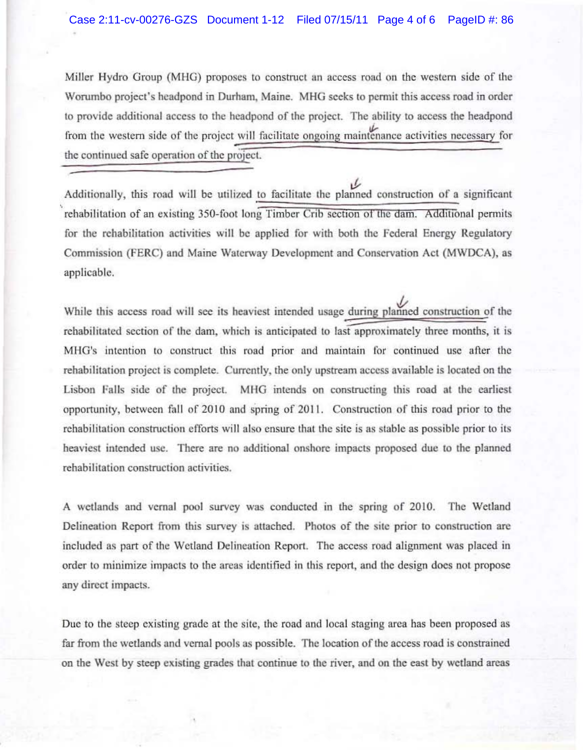Miller Hydro Group (MHG) proposes to construct an access road on the western side of the Worumbo project's headpond in Durham, Maine. MHG seeks to permit this access road in order to provide additional access to the headpond of the project. The ability to access the headpond from the western side of the project will facilitate ongoing maintenance activities necessary for the continued safe operation of the project.

Additionally, this road will be utilized to facilitate the planned construction of a significant rehabilitation of an existing 350-foot long Timber Crib section of the dam. Additional permits for the rehabilitation activities will be applied for with both the Federal Energy Regulatory Commission (FERC) and Maine Waterway Development and Conservation Act (MWDCA), as applicable.

While this access road will see its heaviest intended usage during planned construction of the rehabilitated section of the dam, which is anticipated to last approximately three months, it is MHG's intention to construct this road prior and maintain for continued use after the rehabilitation project is complete. Currently, the only upstream access available is located on the Lisbon Falls side of the project. MHG intends on constructing this road at the earliest opportunity, between fall of 2010 and spring of 2011. Construction of this road prior to the rehabilitation construction efforts will also ensure that the site is as stable as possible prior to its heaviest intended use. There are no additional onshore impacts proposed due to the planned rehabilitation construction activities.

A wetlands and vernal pool survey was conducted in the spring of 2010. The Wetland Delineation Report from this survey is attached. Photos of the site prior to construction are included as part of the Wetland Delineation Report. The access road alignment was placed in order to minimize impacts to the areas identified in this report, and the design does not propose any direct impacts.

Due to the steep existing grade at the site, the road and local staging area has been proposed as far from the wetlands and vernal pools as possible. The location of the access road is constrained on the West by steep existing grades that continue to the river, and on the east by wetland areas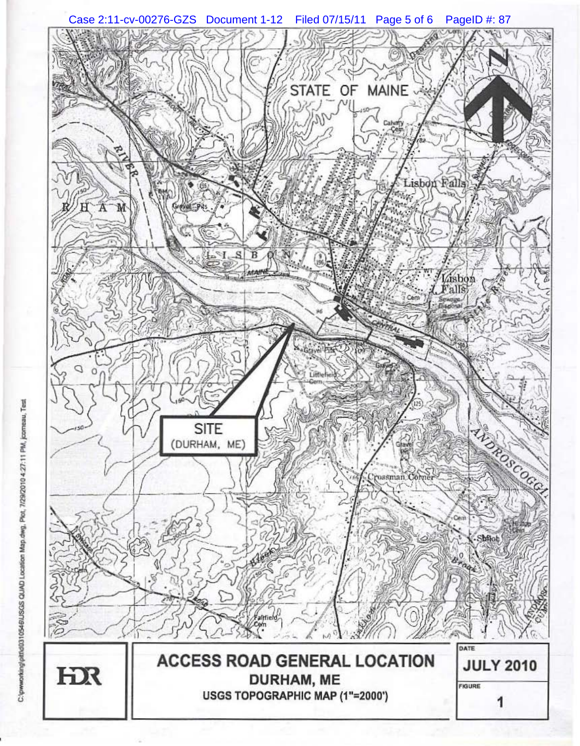STATE OF MAINE

SITE
(DURHAM, ME)

# ACCESS ROAD GENERAL LOCATION

**DURHAM, ME**

**USGS TOPOGRAPHIC MAP (1"=2000')**

HDR

DATE: JULY 2010

FIGURE: 1

C:\pwworking\pit\d0310546\USGS QUAD Location Map.dwg, Plot, 7/29/2010 4:27:11 PM, jcorneau, Test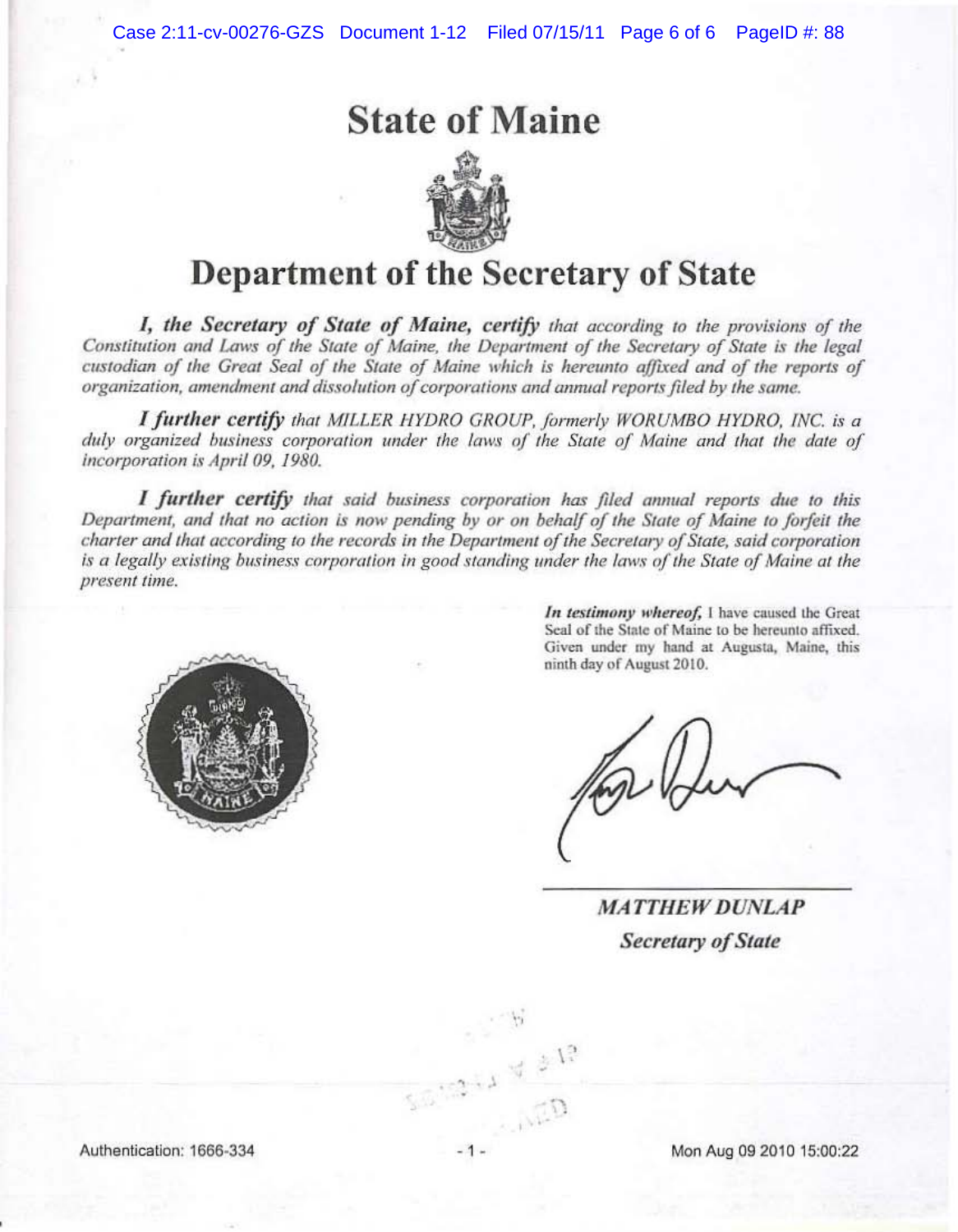# State of Maine

## Department of the Secretary of State

***I, the Secretary of State of Maine, certify*** *that according to the provisions of the Constitution and Laws of the State of Maine, the Department of the Secretary of State is the legal custodian of the Great Seal of the State of Maine which is hereunto affixed and of the reports of organization, amendment and dissolution of corporations and annual reports filed by the same.*

***I further certify*** *that MILLER HYDRO GROUP, formerly WORUMBO HYDRO, INC. is a duly organized business corporation under the laws of the State of Maine and that the date of incorporation is April 09, 1980.*

***I further certify*** *that said business corporation has filed annual reports due to this Department, and that no action is now pending by or on behalf of the State of Maine to forfeit the charter and that according to the records in the Department of the Secretary of State, said corporation is a legally existing business corporation in good standing under the laws of the State of Maine at the present time.*

***In testimony whereof,*** I have caused the Great Seal of the State of Maine to be hereunto affixed. Given under my hand at Augusta, Maine, this ninth day of August 2010.

***MATTHEW DUNLAP***

***Secretary of State***

Authentication: 1666-334

Mon Aug 09 2010 15:00:22